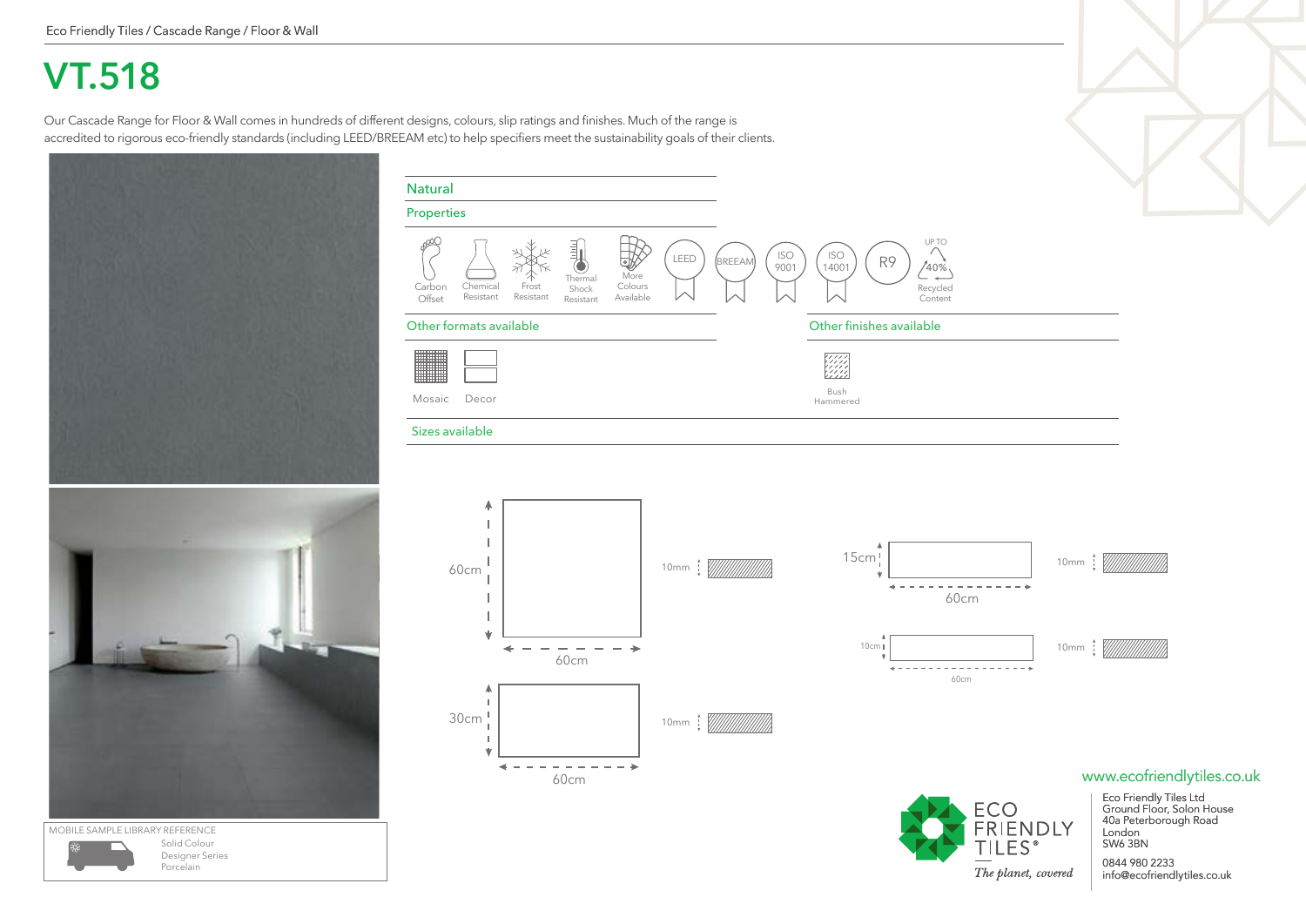Eco Friendly Tiles / Cascade Range / Floor & Wall

# VT.518

Our Cascade Range for Floor & Wall comes in hundreds of different designs, colours, slip ratings and finishes. Much of the range is accredited to rigorous eco-friendly standards (including LEED/BREEAM etc) to help specifiers meet the sustainability goals of their clients.

## Natural

### Properties

- Carbon Offset
- Chemical Resistant
- Frost Resistant
- Thermal Shock Resistant
- More Colours Available
- LEED
- BREEAM
- ISO 9001
- ISO 14001
- R9
- Up to 40% Recycled Content

### Other formats available

- Mosaic
- Decor

### Other finishes available

- Bush Hammered

### Sizes available

| Size | Thickness |
| --- | --- |
| 60cm x 60cm | 10mm |
| 30cm x 60cm | 10mm |
| 15cm x 60cm | 10mm |
| 10cm x 60cm | 10mm |

MOBILE SAMPLE LIBRARY REFERENCE
Solid Colour
Designer Series
Porcelain

www.ecofriendlytiles.co.uk

ECO FRIENDLY TILES®
*The planet, covered*

Eco Friendly Tiles Ltd
Ground Floor, Solon House
40a Peterborough Road
London
SW6 3BN

0844 980 2233
info@ecofriendlytiles.co.uk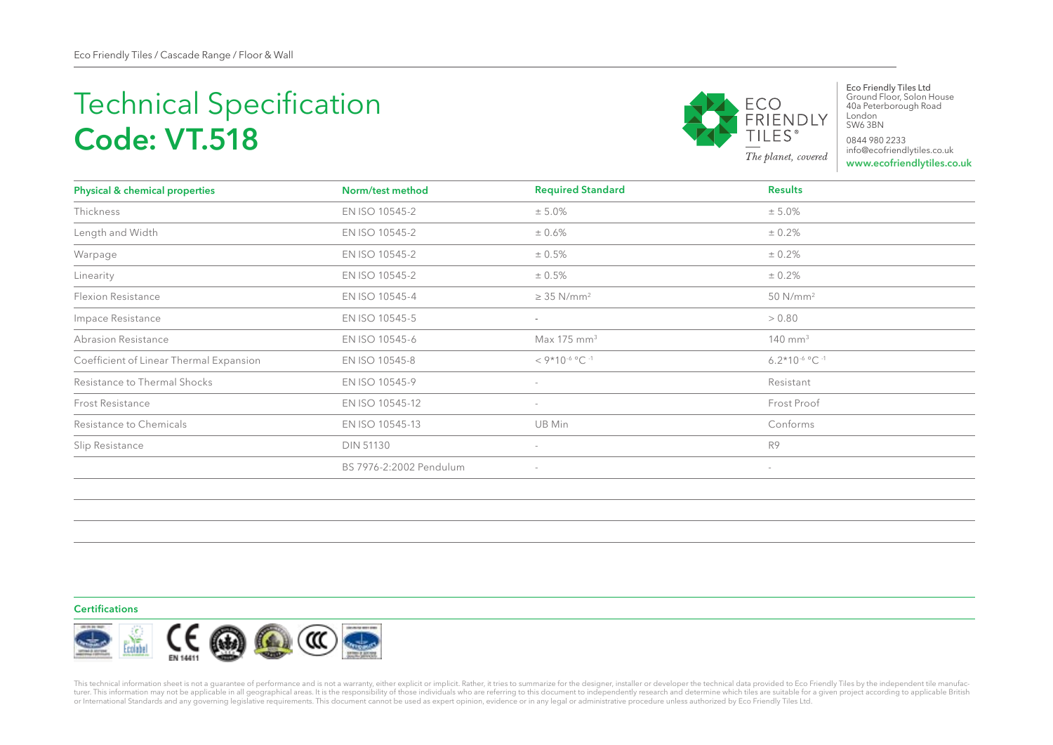Eco Friendly Tiles / Cascade Range / Floor & Wall

# Technical Specification
# **Code: VT.518**

ECO FRIENDLY TILES®
*The planet, covered*

Eco Friendly Tiles Ltd
Ground Floor, Solon House
40a Peterborough Road
London
SW6 3BN

0844 980 2233
info@ecofriendlytiles.co.uk
**www.ecofriendlytiles.co.uk**

| Physical & chemical properties | Norm/test method | Required Standard | Results |
|---|---|---|---|
| Thickness | EN ISO 10545-2 | ± 5.0% | ± 5.0% |
| Length and Width | EN ISO 10545-2 | ± 0.6% | ± 0.2% |
| Warpage | EN ISO 10545-2 | ± 0.5% | ± 0.2% |
| Linearity | EN ISO 10545-2 | ± 0.5% | ± 0.2% |
| Flexion Resistance | EN ISO 10545-4 | ≥ 35 N/mm² | 50 N/mm² |
| Impace Resistance | EN ISO 10545-5 | - | > 0.80 |
| Abrasion Resistance | EN ISO 10545-6 | Max 175 mm³ | 140 mm³ |
| Coefficient of Linear Thermal Expansion | EN ISO 10545-8 | $< 9*10^{-6}\ °C^{-1}$ | $6.2*10^{-6}\ °C^{-1}$ |
| Resistance to Thermal Shocks | EN ISO 10545-9 | - | Resistant |
| Frost Resistance | EN ISO 10545-12 | - | Frost Proof |
| Resistance to Chemicals | EN ISO 10545-13 | UB Min | Conforms |
| Slip Resistance | DIN 51130 | - | R9 |
| | BS 7976-2:2002 Pendulum | - | - |

**Certifications**

EN 14411

This technical information sheet is not a guarantee of performance and is not a warranty, either explicit or implicit. Rather, it tries to summarize for the designer, installer or developer the technical data provided to Eco Friendly Tiles by the independent tile manufacturer. This information may not be applicable in all geographical areas. It is the responsibility of those individuals who are referring to this document to independently research and determine which tiles are suitable for a given project according to applicable British or International Standards and any governing legislative requirements. This document cannot be used as expert opinion, evidence or in any legal or administrative procedure unless authorized by Eco Friendly Tiles Ltd.